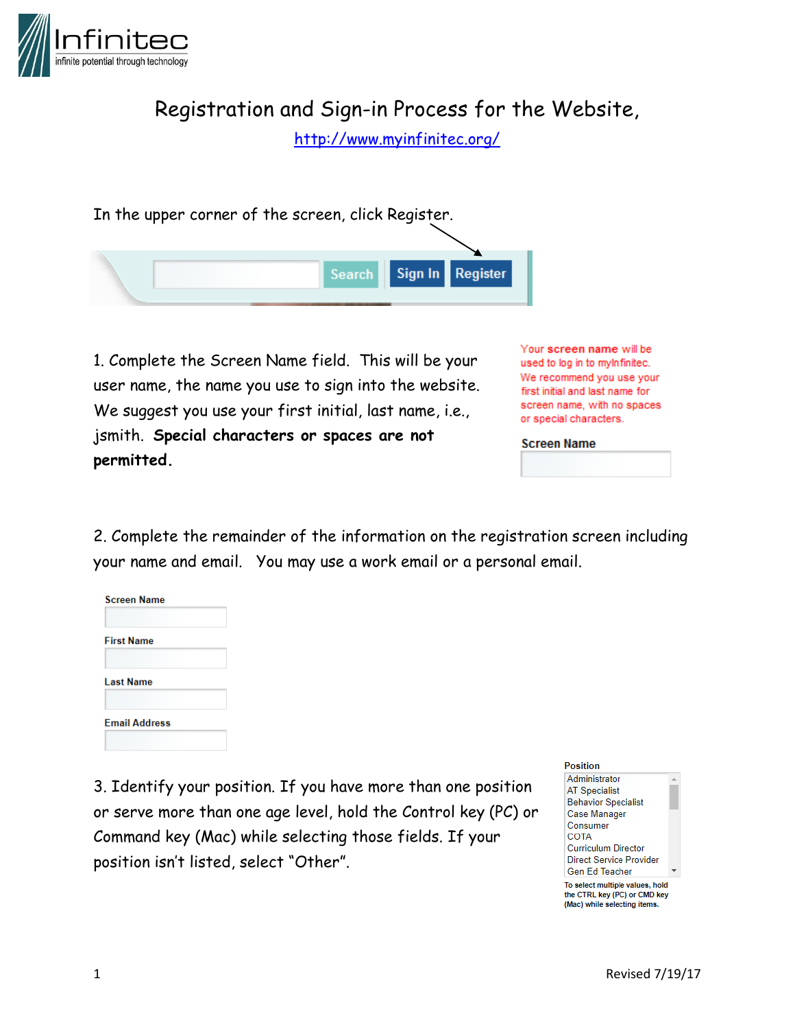Infinitec
infinite potential through technology

# Registration and Sign-in Process for the Website, http://www.myinfinitec.org/

In the upper corner of the screen, click Register.

Search | Sign In | Register

1. Complete the Screen Name field. This will be your user name, the name you use to sign into the website. We suggest you use your first initial, last name, i.e., jsmith. **Special characters or spaces are not permitted.**

Your **screen name** will be used to log in to myInfinitec. We recommend you use your first initial and last name for screen name, with no spaces or special characters.

**Screen Name**

2. Complete the remainder of the information on the registration screen including your name and email. You may use a work email or a personal email.

**Screen Name**

**First Name**

**Last Name**

**Email Address**

3. Identify your position. If you have more than one position or serve more than one age level, hold the Control key (PC) or Command key (Mac) while selecting those fields. If your position isn't listed, select "Other".

**Position**

- Administrator
- AT Specialist
- Behavior Specialist
- Case Manager
- Consumer
- COTA
- Curriculum Director
- Direct Service Provider
- Gen Ed Teacher

**To select multiple values, hold the CTRL key (PC) or CMD key (Mac) while selecting items.**

Revised 7/19/17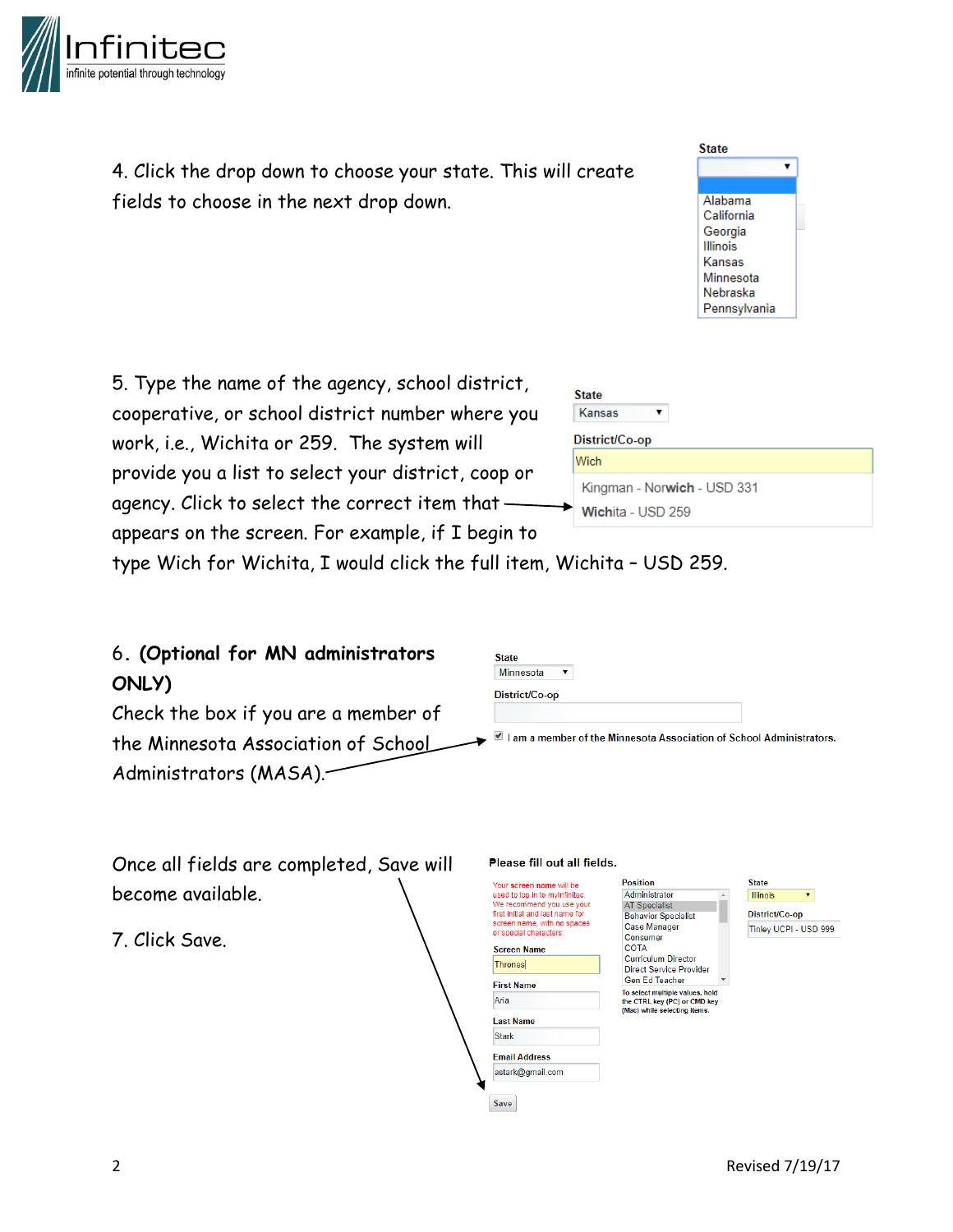4. Click the drop down to choose your state. This will create fields to choose in the next drop down.

State

Alabama
California
Georgia
Illinois
Kansas
Minnesota
Nebraska
Pennsylvania

5. Type the name of the agency, school district, cooperative, or school district number where you work, i.e., Wichita or 259. The system will provide you a list to select your district, coop or agency. Click to select the correct item that appears on the screen. For example, if I begin to type Wich for Wichita, I would click the full item, Wichita – USD 259.

State
Kansas

District/Co-op
Wich

Kingman - Norwich - USD 331
Wichita - USD 259

6. **(Optional for MN administrators ONLY)**
Check the box if you are a member of the Minnesota Association of School Administrators (MASA).

State
Minnesota

District/Co-op

I am a member of the Minnesota Association of School Administrators.

Once all fields are completed, Save will become available.

7. Click Save.

Please fill out all fields.

Your screen name will be used to log in to myInfinitec. We recommend you use your first initial and last name for screen name, with no spaces or special characters.

Screen Name
Thrones

First Name
Aria

Last Name
Stark

Email Address
astark@gmail.com

Position
Administrator
AT Specialist
Behavior Specialist
Case Manager
Consumer
COTA
Curriculum Director
Direct Service Provider
Gen Ed Teacher

To select multiple values, hold the CTRL key (PC) or CMD key (Mac) while selecting items.

State
Illinois

District/Co-op
Tinley UCPI - USD 999

Save

Revised 7/19/17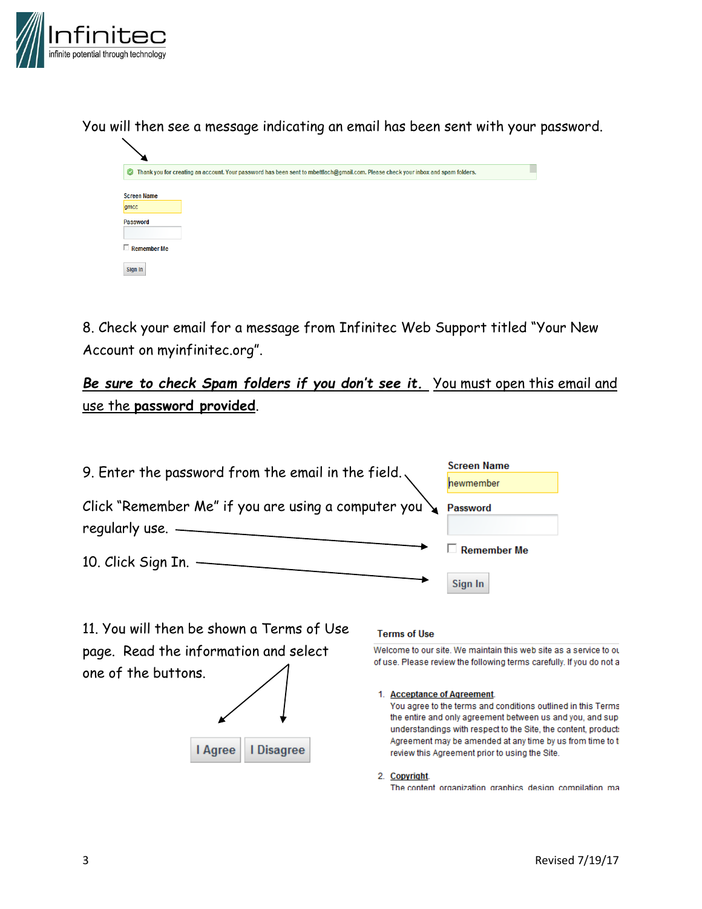You will then see a message indicating an email has been sent with your password.

Thank you for creating an account. Your password has been sent to mbettlach@gmail.com. Please check your inbox and spam folders.

Screen Name

gmcc

Password

Remember Me

Sign In

8. Check your email for a message from Infinitec Web Support titled "Your New Account on myinfinitec.org".

***Be sure to check Spam folders if you don't see it.*** You must open this email and use the **password provided**.

9. Enter the password from the email in the field.

Click "Remember Me" if you are using a computer you regularly use.

10. Click Sign In.

Screen Name

newmember

Password

Remember Me

Sign In

11. You will then be shown a Terms of Use page. Read the information and select one of the buttons.

I Agree | I Disagree

**Terms of Use**

Welcome to our site. We maintain this web site as a service to ou
of use. Please review the following terms carefully. If you do not a

1. Acceptance of Agreement.
   You agree to the terms and conditions outlined in this Terms
   the entire and only agreement between us and you, and sup
   understandings with respect to the Site, the content, product
   Agreement may be amended at any time by us from time to t
   review this Agreement prior to using the Site.

2. Copyright.
   The content, organization, graphics, design, compilation, ma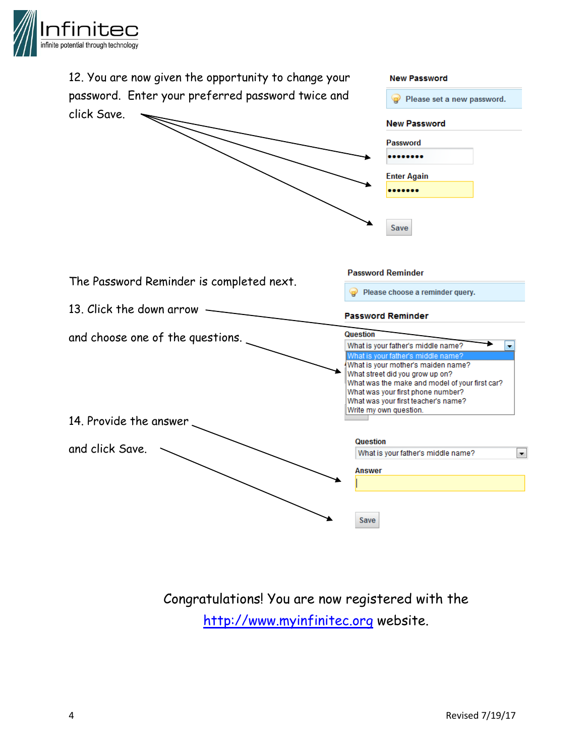12. You are now given the opportunity to change your password. Enter your preferred password twice and click Save.

**New Password**

Please set a new password.

**New Password**

Password

••••••••

Enter Again

•••••••

Save

The Password Reminder is completed next.

13. Click the down arrow

and choose one of the questions.

**Password Reminder**

Please choose a reminder query.

**Password Reminder**

Question

What is your father's middle name?

- What is your father's middle name?
- What is your mother's maiden name?
- What street did you grow up on?
- What was the make and model of your first car?
- What was your first phone number?
- What was your first teacher's name?
- Write my own question.

14. Provide the answer

and click Save.

Question

What is your father's middle name?

Answer

Save

Congratulations! You are now registered with the [http://www.myinfinitec.org](http://www.myinfinitec.org) website.

Revised 7/19/17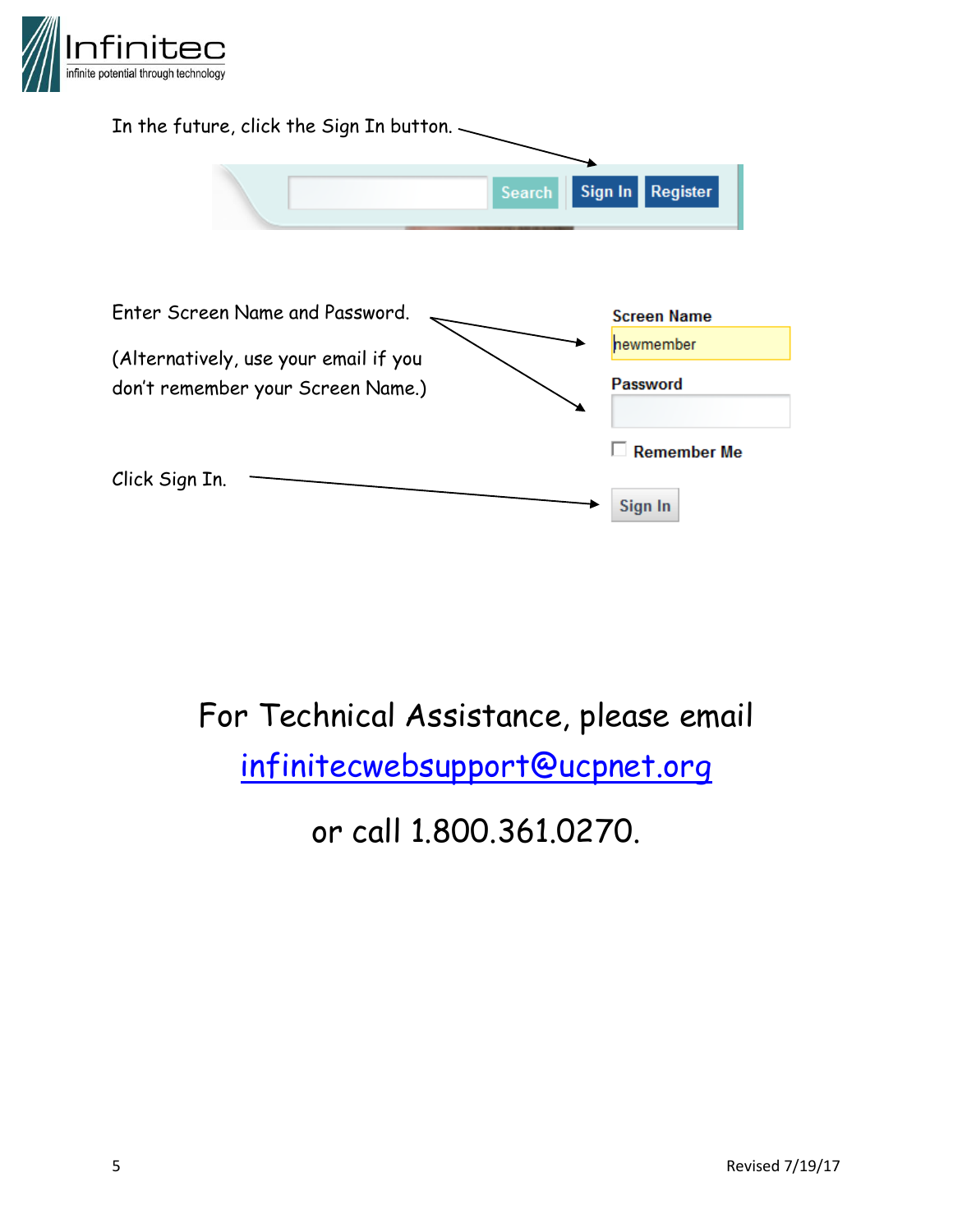In the future, click the Sign In button.

Enter Screen Name and Password.

(Alternatively, use your email if you don't remember your Screen Name.)

Click Sign In.

For Technical Assistance, please email infinitecwebsupport@ucpnet.org

or call 1.800.361.0270.

Revised 7/19/17